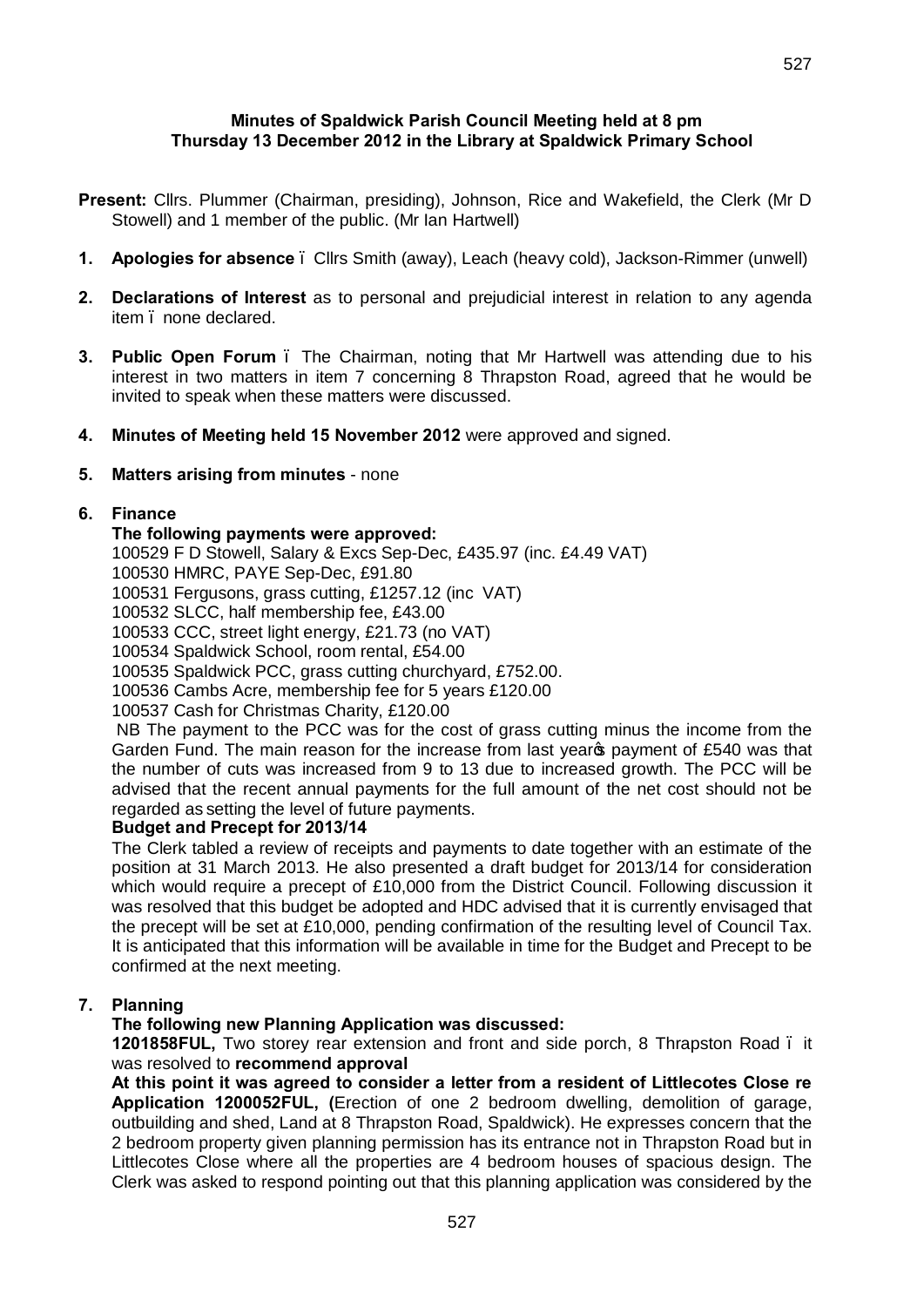**Minutes of Spaldwick Parish Council Meeting held at 8 pm**
**Thursday 13 December 2012 in the Library at Spaldwick Primary School**

**Present:** Cllrs. Plummer (Chairman, presiding), Johnson, Rice and Wakefield, the Clerk (Mr D Stowell) and 1 member of the public. (Mr Ian Hartwell)

1. **Apologies for absence** – Cllrs Smith (away), Leach (heavy cold), Jackson-Rimmer (unwell)

2. **Declarations of Interest** as to personal and prejudicial interest in relation to any agenda item – none declared.

3. **Public Open Forum** – The Chairman, noting that Mr Hartwell was attending due to his interest in two matters in item 7 concerning 8 Thrapston Road, agreed that he would be invited to speak when these matters were discussed.

4. **Minutes of Meeting held 15 November 2012** were approved and signed.

5. **Matters arising from minutes** - none

6. **Finance**

   **The following payments were approved:**

   100529 F D Stowell, Salary & Excs Sep-Dec, £435.97 (inc. £4.49 VAT)
   100530 HMRC, PAYE Sep-Dec, £91.80
   100531 Fergusons, grass cutting, £1257.12 (inc VAT)
   100532 SLCC, half membership fee, £43.00
   100533 CCC, street light energy, £21.73 (no VAT)
   100534 Spaldwick School, room rental, £54.00
   100535 Spaldwick PCC, grass cutting churchyard, £752.00.
   100536 Cambs Acre, membership fee for 5 years £120.00
   100537 Cash for Christmas Charity, £120.00

   NB The payment to the PCC was for the cost of grass cutting minus the income from the Garden Fund. The main reason for the increase from last year's payment of £540 was that the number of cuts was increased from 9 to 13 due to increased growth. The PCC will be advised that the recent annual payments for the full amount of the net cost should not be regarded as setting the level of future payments.

   **Budget and Precept for 2013/14**

   The Clerk tabled a review of receipts and payments to date together with an estimate of the position at 31 March 2013. He also presented a draft budget for 2013/14 for consideration which would require a precept of £10,000 from the District Council. Following discussion it was resolved that this budget be adopted and HDC advised that it is currently envisaged that the precept will be set at £10,000, pending confirmation of the resulting level of Council Tax. It is anticipated that this information will be available in time for the Budget and Precept to be confirmed at the next meeting.

7. **Planning**

   **The following new Planning Application was discussed:**

   **1201858FUL,** Two storey rear extension and front and side porch, 8 Thrapston Road – it was resolved to **recommend approval**

   **At this point it was agreed to consider a letter from a resident of Littlecotes Close re Application 1200052FUL, (**Erection of one 2 bedroom dwelling, demolition of garage, outbuilding and shed, Land at 8 Thrapston Road, Spaldwick). He expresses concern that the 2 bedroom property given planning permission has its entrance not in Thrapston Road but in Littlecotes Close where all the properties are 4 bedroom houses of spacious design. The Clerk was asked to respond pointing out that this planning application was considered by the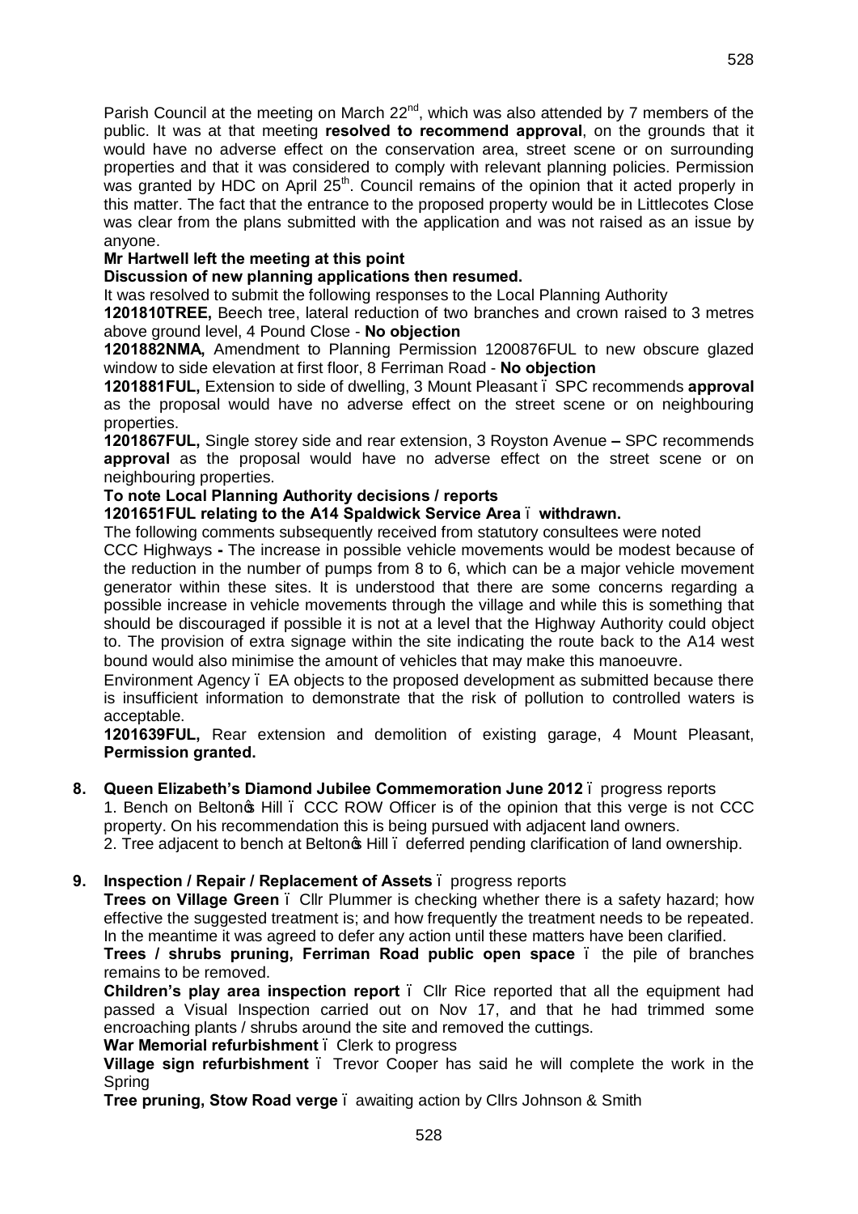Parish Council at the meeting on March 22nd, which was also attended by 7 members of the public. It was at that meeting **resolved to recommend approval**, on the grounds that it would have no adverse effect on the conservation area, street scene or on surrounding properties and that it was considered to comply with relevant planning policies. Permission was granted by HDC on April 25th. Council remains of the opinion that it acted properly in this matter. The fact that the entrance to the proposed property would be in Littlecotes Close was clear from the plans submitted with the application and was not raised as an issue by anyone.

**Mr Hartwell left the meeting at this point**

**Discussion of new planning applications then resumed.**

It was resolved to submit the following responses to the Local Planning Authority

**1201810TREE,** Beech tree, lateral reduction of two branches and crown raised to 3 metres above ground level, 4 Pound Close - **No objection**

**1201882NMA,** Amendment to Planning Permission 1200876FUL to new obscure glazed window to side elevation at first floor, 8 Ferriman Road - **No objection**

**1201881FUL,** Extension to side of dwelling, 3 Mount Pleasant – SPC recommends **approval** as the proposal would have no adverse effect on the street scene or on neighbouring properties.

**1201867FUL,** Single storey side and rear extension, 3 Royston Avenue **–** SPC recommends **approval** as the proposal would have no adverse effect on the street scene or on neighbouring properties.

**To note Local Planning Authority decisions / reports**

**1201651FUL relating to the A14 Spaldwick Service Area – withdrawn.**

The following comments subsequently received from statutory consultees were noted

CCC Highways **-** The increase in possible vehicle movements would be modest because of the reduction in the number of pumps from 8 to 6, which can be a major vehicle movement generator within these sites. It is understood that there are some concerns regarding a possible increase in vehicle movements through the village and while this is something that should be discouraged if possible it is not at a level that the Highway Authority could object to. The provision of extra signage within the site indicating the route back to the A14 west bound would also minimise the amount of vehicles that may make this manoeuvre.

Environment Agency – EA objects to the proposed development as submitted because there is insufficient information to demonstrate that the risk of pollution to controlled waters is acceptable.

**1201639FUL,** Rear extension and demolition of existing garage, 4 Mount Pleasant, **Permission granted.**

**8. Queen Elizabeth's Diamond Jubilee Commemoration June 2012** – progress reports

1. Bench on Belton's Hill – CCC ROW Officer is of the opinion that this verge is not CCC property. On his recommendation this is being pursued with adjacent land owners.
2. Tree adjacent to bench at Belton's Hill – deferred pending clarification of land ownership.

**9. Inspection / Repair / Replacement of Assets** – progress reports

**Trees on Village Green** – Cllr Plummer is checking whether there is a safety hazard; how effective the suggested treatment is; and how frequently the treatment needs to be repeated. In the meantime it was agreed to defer any action until these matters have been clarified.

**Trees / shrubs pruning, Ferriman Road public open space** – the pile of branches remains to be removed.

**Children's play area inspection report** – Cllr Rice reported that all the equipment had passed a Visual Inspection carried out on Nov 17, and that he had trimmed some encroaching plants / shrubs around the site and removed the cuttings.

**War Memorial refurbishment** – Clerk to progress

**Village sign refurbishment** – Trevor Cooper has said he will complete the work in the Spring

**Tree pruning, Stow Road verge** – awaiting action by Cllrs Johnson & Smith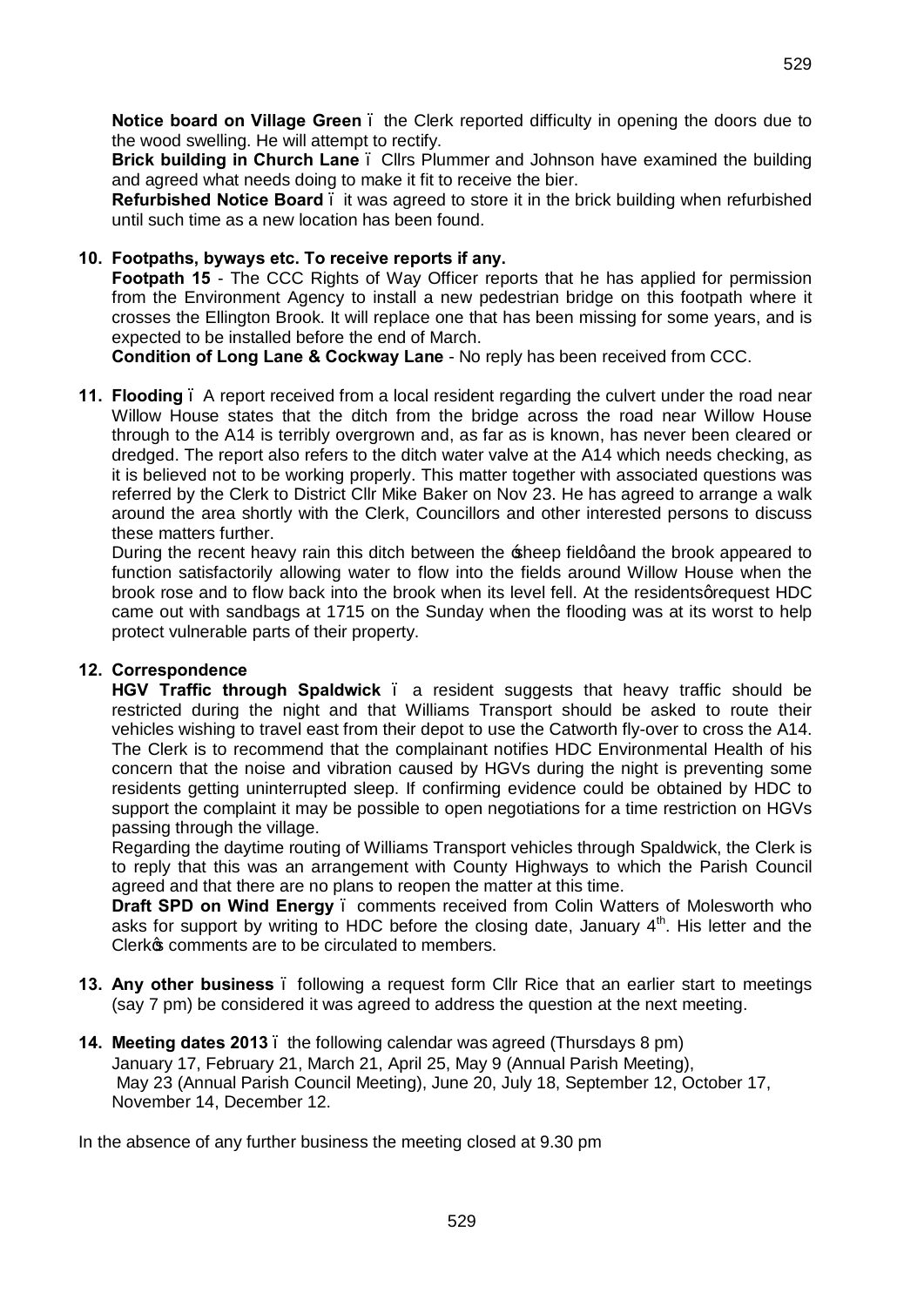**Notice board on Village Green** – the Clerk reported difficulty in opening the doors due to the wood swelling. He will attempt to rectify.

**Brick building in Church Lane** – Cllrs Plummer and Johnson have examined the building and agreed what needs doing to make it fit to receive the bier.

**Refurbished Notice Board** – it was agreed to store it in the brick building when refurbished until such time as a new location has been found.

**10. Footpaths, byways etc. To receive reports if any.**

**Footpath 15** - The CCC Rights of Way Officer reports that he has applied for permission from the Environment Agency to install a new pedestrian bridge on this footpath where it crosses the Ellington Brook. It will replace one that has been missing for some years, and is expected to be installed before the end of March.

**Condition of Long Lane & Cockway Lane** - No reply has been received from CCC.

**11. Flooding** – A report received from a local resident regarding the culvert under the road near Willow House states that the ditch from the bridge across the road near Willow House through to the A14 is terribly overgrown and, as far as is known, has never been cleared or dredged. The report also refers to the ditch water valve at the A14 which needs checking, as it is believed not to be working properly. This matter together with associated questions was referred by the Clerk to District Cllr Mike Baker on Nov 23. He has agreed to arrange a walk around the area shortly with the Clerk, Councillors and other interested persons to discuss these matters further.

During the recent heavy rain this ditch between the 'sheep field' and the brook appeared to function satisfactorily allowing water to flow into the fields around Willow House when the brook rose and to flow back into the brook when its level fell. At the residents' request HDC came out with sandbags at 1715 on the Sunday when the flooding was at its worst to help protect vulnerable parts of their property.

**12. Correspondence**

**HGV Traffic through Spaldwick** – a resident suggests that heavy traffic should be restricted during the night and that Williams Transport should be asked to route their vehicles wishing to travel east from their depot to use the Catworth fly-over to cross the A14. The Clerk is to recommend that the complainant notifies HDC Environmental Health of his concern that the noise and vibration caused by HGVs during the night is preventing some residents getting uninterrupted sleep. If confirming evidence could be obtained by HDC to support the complaint it may be possible to open negotiations for a time restriction on HGVs passing through the village.

Regarding the daytime routing of Williams Transport vehicles through Spaldwick, the Clerk is to reply that this was an arrangement with County Highways to which the Parish Council agreed and that there are no plans to reopen the matter at this time.

**Draft SPD on Wind Energy** – comments received from Colin Watters of Molesworth who asks for support by writing to HDC before the closing date, January 4th. His letter and the Clerk's comments are to be circulated to members.

**13. Any other business** – following a request form Cllr Rice that an earlier start to meetings (say 7 pm) be considered it was agreed to address the question at the next meeting.

**14. Meeting dates 2013** – the following calendar was agreed (Thursdays 8 pm)
January 17, February 21, March 21, April 25, May 9 (Annual Parish Meeting), May 23 (Annual Parish Council Meeting), June 20, July 18, September 12, October 17, November 14, December 12.

In the absence of any further business the meeting closed at 9.30 pm